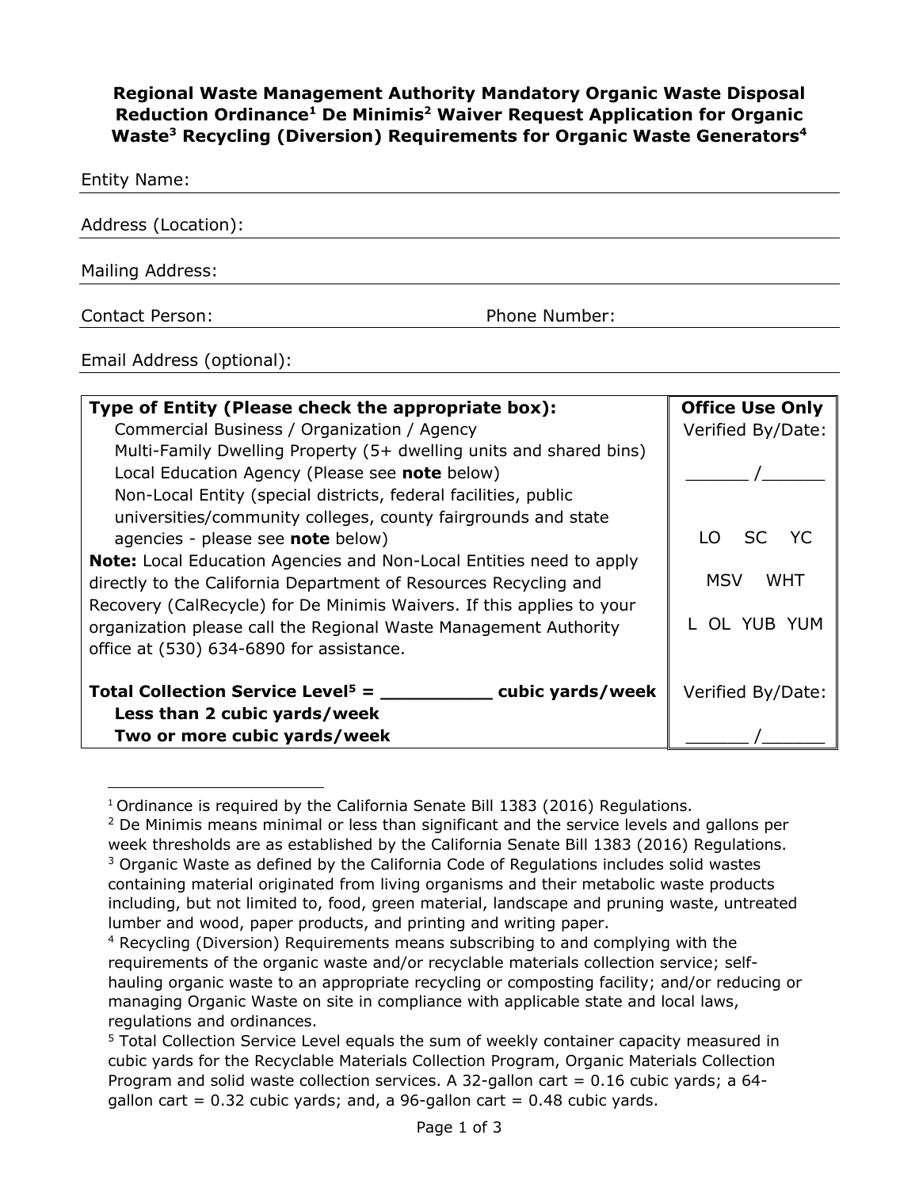**Regional Waste Management Authority Mandatory Organic Waste Disposal Reduction Ordinance[1] De Minimis[2] Waiver Request Application for Organic Waste[3] Recycling (Diversion) Requirements for Organic Waste Generators[4]**

Entity Name: \_\_\_\_\_\_\_\_\_\_\_\_\_\_\_\_\_\_\_\_\_\_\_\_\_\_\_\_\_\_\_\_

Address (Location): \_\_\_\_\_\_\_\_\_\_\_\_\_\_\_\_\_\_\_\_\_\_\_\_\_\_\_\_\_\_\_\_

Mailing Address: \_\_\_\_\_\_\_\_\_\_\_\_\_\_\_\_\_\_\_\_\_\_\_\_\_\_\_\_\_\_\_\_

Contact Person: \_\_\_\_\_\_\_\_\_\_\_\_\_\_\_\_ Phone Number: \_\_\_\_\_\_\_\_\_\_\_\_\_\_\_\_

Email Address (optional): \_\_\_\_\_\_\_\_\_\_\_\_\_\_\_\_\_\_\_\_\_\_\_\_\_\_\_\_\_\_\_\_

| **Type of Entity (Please check the appropriate box):** | **Office Use Only** |
|---|---|
| Commercial Business / Organization / Agency<br>Multi-Family Dwelling Property (5+ dwelling units and shared bins)<br>Local Education Agency (Please see **note** below)<br>Non-Local Entity (special districts, federal facilities, public universities/community colleges, county fairgrounds and state agencies - please see **note** below)<br>**Note:** Local Education Agencies and Non-Local Entities need to apply directly to the California Department of Resources Recycling and Recovery (CalRecycle) for De Minimis Waivers. If this applies to your organization please call the Regional Waste Management Authority office at (530) 634-6890 for assistance. | Verified By/Date:<br>\_\_\_\_\_\_ /\_\_\_\_\_\_<br><br>LO SC YC<br><br>MSV WHT<br><br>L OL YUB YUM |
| **Total Collection Service Level[5] = \_\_\_\_\_\_\_\_\_\_ cubic yards/week**<br>**Less than 2 cubic yards/week**<br>**Two or more cubic yards/week** | Verified By/Date:<br>\_\_\_\_\_\_ /\_\_\_\_\_\_ |

---

[1] Ordinance is required by the California Senate Bill 1383 (2016) Regulations.

[2] De Minimis means minimal or less than significant and the service levels and gallons per week thresholds are as established by the California Senate Bill 1383 (2016) Regulations.

[3] Organic Waste as defined by the California Code of Regulations includes solid wastes containing material originated from living organisms and their metabolic waste products including, but not limited to, food, green material, landscape and pruning waste, untreated lumber and wood, paper products, and printing and writing paper.

[4] Recycling (Diversion) Requirements means subscribing to and complying with the requirements of the organic waste and/or recyclable materials collection service; self-hauling organic waste to an appropriate recycling or composting facility; and/or reducing or managing Organic Waste on site in compliance with applicable state and local laws, regulations and ordinances.

[5] Total Collection Service Level equals the sum of weekly container capacity measured in cubic yards for the Recyclable Materials Collection Program, Organic Materials Collection Program and solid waste collection services. A 32-gallon cart = 0.16 cubic yards; a 64-gallon cart = 0.32 cubic yards; and, a 96-gallon cart = 0.48 cubic yards.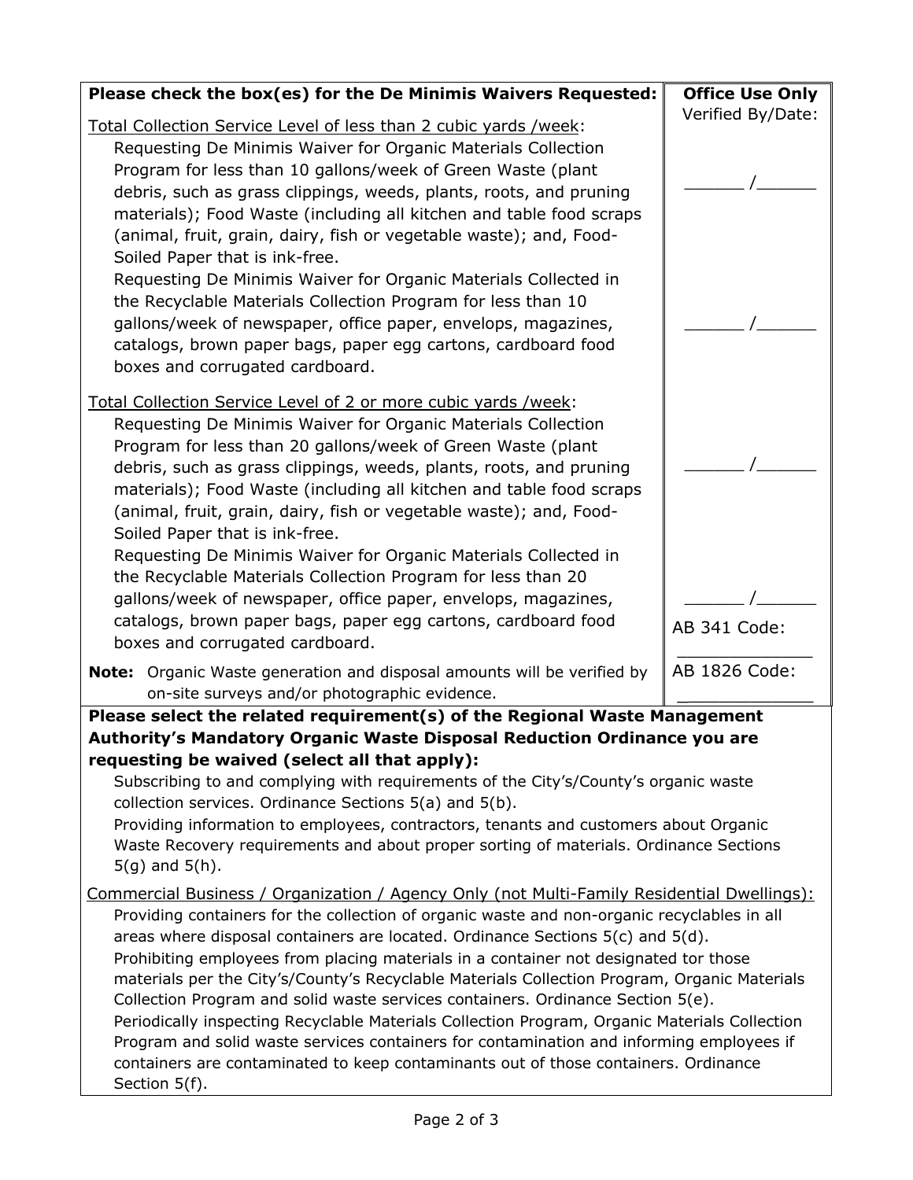| **Please check the box(es) for the De Minimis Waivers Requested:** | **Office Use Only** Verified By/Date: |
| --- | --- |
| Total Collection Service Level of less than 2 cubic yards /week: | |
| Requesting De Minimis Waiver for Organic Materials Collection Program for less than 10 gallons/week of Green Waste (plant debris, such as grass clippings, weeds, plants, roots, and pruning materials); Food Waste (including all kitchen and table food scraps (animal, fruit, grain, dairy, fish or vegetable waste); and, Food-Soiled Paper that is ink-free. | ______ /______ |
| Requesting De Minimis Waiver for Organic Materials Collected in the Recyclable Materials Collection Program for less than 10 gallons/week of newspaper, office paper, envelops, magazines, catalogs, brown paper bags, paper egg cartons, cardboard food boxes and corrugated cardboard. | ______ /______ |
| Total Collection Service Level of 2 or more cubic yards /week: | |
| Requesting De Minimis Waiver for Organic Materials Collection Program for less than 20 gallons/week of Green Waste (plant debris, such as grass clippings, weeds, plants, roots, and pruning materials); Food Waste (including all kitchen and table food scraps (animal, fruit, grain, dairy, fish or vegetable waste); and, Food-Soiled Paper that is ink-free. | ______ /______ |
| Requesting De Minimis Waiver for Organic Materials Collected in the Recyclable Materials Collection Program for less than 20 gallons/week of newspaper, office paper, envelops, magazines, catalogs, brown paper bags, paper egg cartons, cardboard food boxes and corrugated cardboard. | ______ /______ AB 341 Code: ____________ |
| **Note:** Organic Waste generation and disposal amounts will be verified by on-site surveys and/or photographic evidence. | AB 1826 Code: ____________ |

**Please select the related requirement(s) of the Regional Waste Management Authority's Mandatory Organic Waste Disposal Reduction Ordinance you are requesting be waived (select all that apply):**

- Subscribing to and complying with requirements of the City's/County's organic waste collection services. Ordinance Sections 5(a) and 5(b).
- Providing information to employees, contractors, tenants and customers about Organic Waste Recovery requirements and about proper sorting of materials. Ordinance Sections 5(g) and 5(h).

Commercial Business / Organization / Agency Only (not Multi-Family Residential Dwellings):

- Providing containers for the collection of organic waste and non-organic recyclables in all areas where disposal containers are located. Ordinance Sections 5(c) and 5(d).
- Prohibiting employees from placing materials in a container not designated tor those materials per the City's/County's Recyclable Materials Collection Program, Organic Materials Collection Program and solid waste services containers. Ordinance Section 5(e).
- Periodically inspecting Recyclable Materials Collection Program, Organic Materials Collection Program and solid waste services containers for contamination and informing employees if containers are contaminated to keep contaminants out of those containers. Ordinance Section 5(f).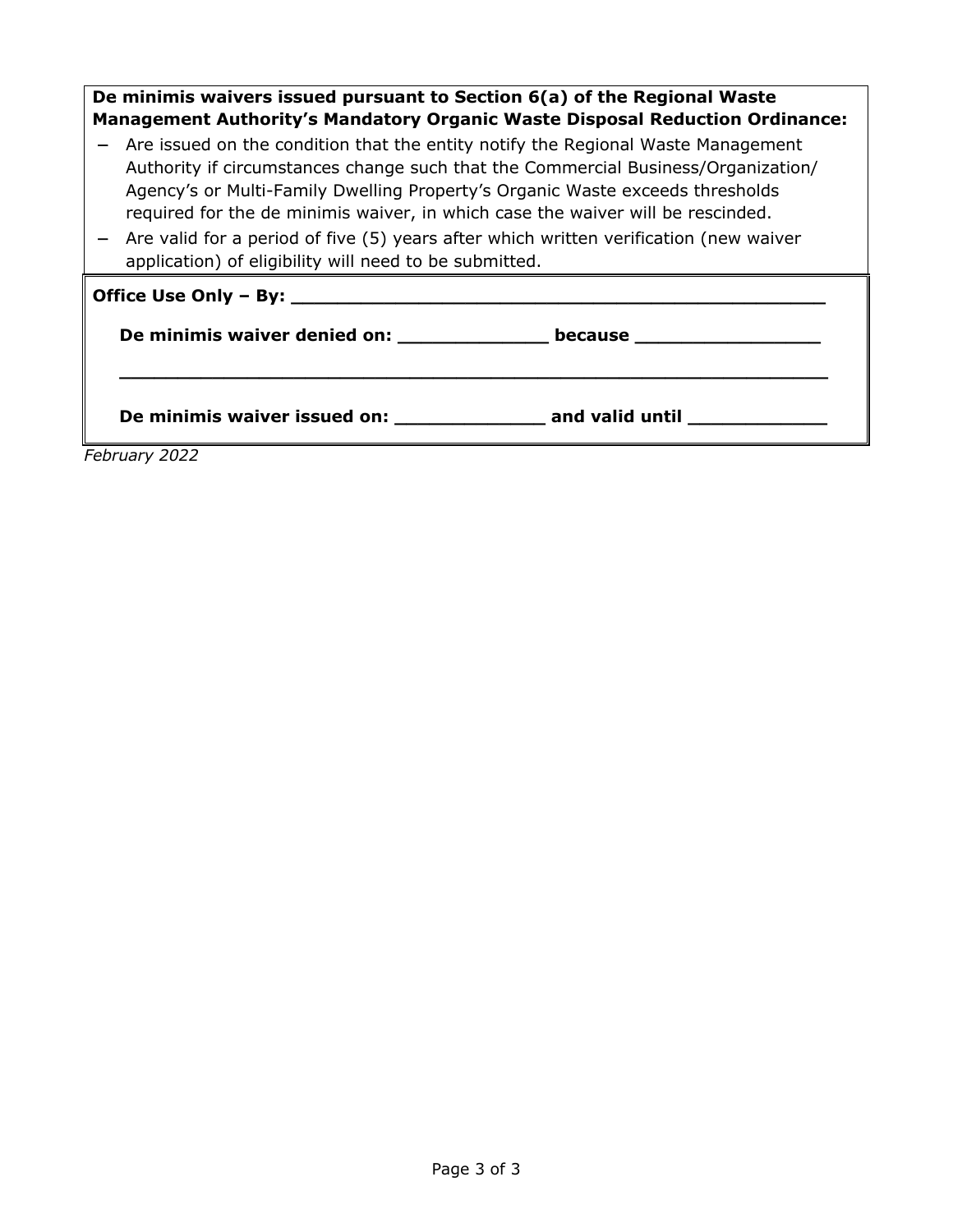**De minimis waivers issued pursuant to Section 6(a) of the Regional Waste Management Authority's Mandatory Organic Waste Disposal Reduction Ordinance:**

- Are issued on the condition that the entity notify the Regional Waste Management Authority if circumstances change such that the Commercial Business/Organization/Agency's or Multi-Family Dwelling Property's Organic Waste exceeds thresholds required for the de minimis waiver, in which case the waiver will be rescinded.
- Are valid for a period of five (5) years after which written verification (new waiver application) of eligibility will need to be submitted.

**Office Use Only – By: ______________________________________________**

**De minimis waiver denied on: _____________ because ________________**

**____________________________________________________________**

**De minimis waiver issued on: _____________ and valid until ____________**

*February 2022*